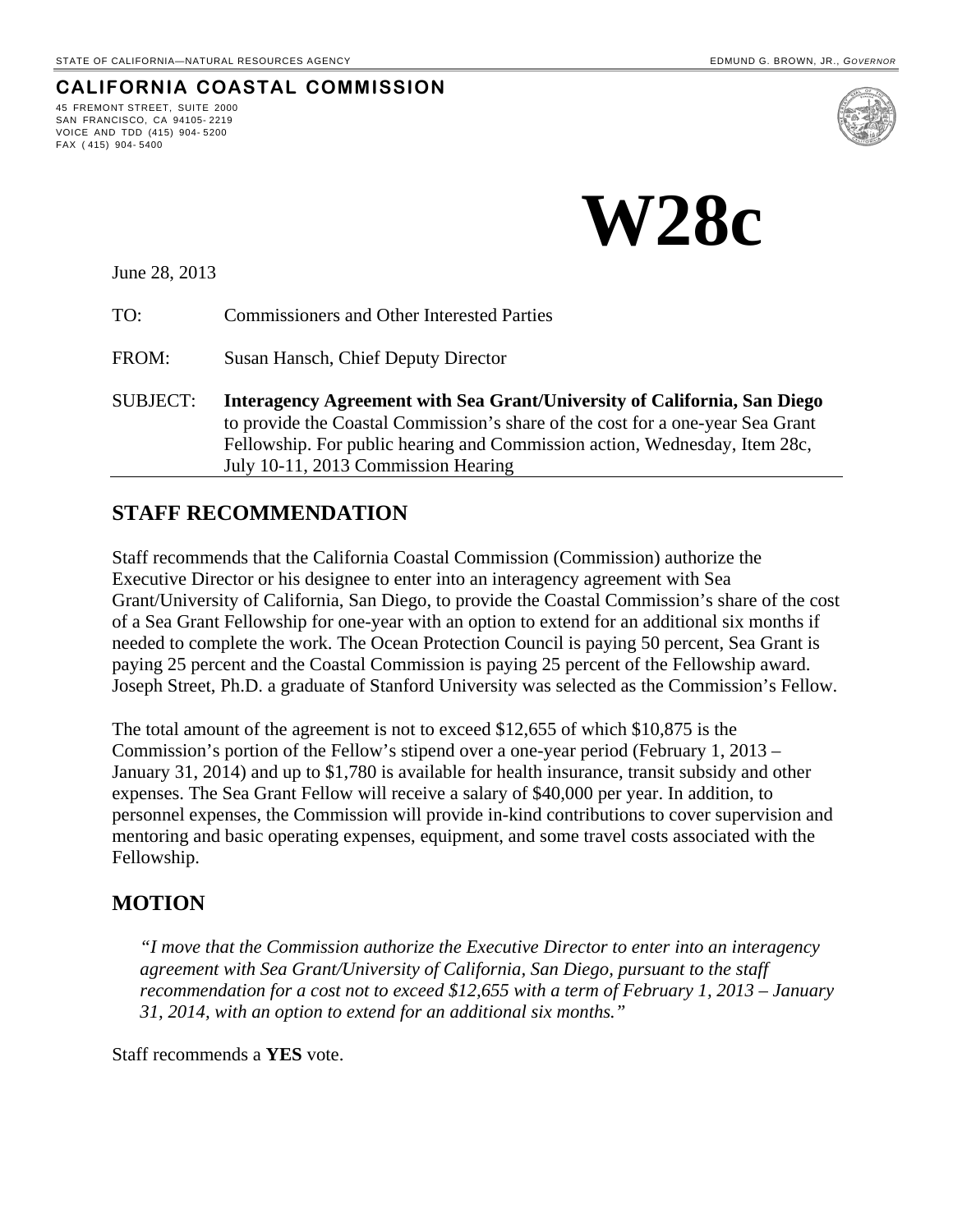STATE OF CALIFORNIA—NATURAL RESOURCES AGENCY EDMUND G. BROWN, JR., *GOVERNOR*

**CALIFORNIA COASTAL COMMISSION**

45 FREMONT STREET, SUITE 2000
SAN FRANCISCO, CA 94105- 2219
VOICE AND TDD (415) 904- 5200
FAX ( 415) 904- 5400

# W28c

June 28, 2013

TO: Commissioners and Other Interested Parties

FROM: Susan Hansch, Chief Deputy Director

SUBJECT: **Interagency Agreement with Sea Grant/University of California, San Diego** to provide the Coastal Commission's share of the cost for a one-year Sea Grant Fellowship. For public hearing and Commission action, Wednesday, Item 28c, July 10-11, 2013 Commission Hearing

## STAFF RECOMMENDATION

Staff recommends that the California Coastal Commission (Commission) authorize the Executive Director or his designee to enter into an interagency agreement with Sea Grant/University of California, San Diego, to provide the Coastal Commission's share of the cost of a Sea Grant Fellowship for one-year with an option to extend for an additional six months if needed to complete the work. The Ocean Protection Council is paying 50 percent, Sea Grant is paying 25 percent and the Coastal Commission is paying 25 percent of the Fellowship award. Joseph Street, Ph.D. a graduate of Stanford University was selected as the Commission's Fellow.

The total amount of the agreement is not to exceed $12,655 of which $10,875 is the Commission's portion of the Fellow's stipend over a one-year period (February 1, 2013 – January 31, 2014) and up to $1,780 is available for health insurance, transit subsidy and other expenses. The Sea Grant Fellow will receive a salary of $40,000 per year. In addition, to personnel expenses, the Commission will provide in-kind contributions to cover supervision and mentoring and basic operating expenses, equipment, and some travel costs associated with the Fellowship.

## MOTION

*"I move that the Commission authorize the Executive Director to enter into an interagency agreement with Sea Grant/University of California, San Diego, pursuant to the staff recommendation for a cost not to exceed $12,655 with a term of February 1, 2013 – January 31, 2014, with an option to extend for an additional six months."*

Staff recommends a **YES** vote.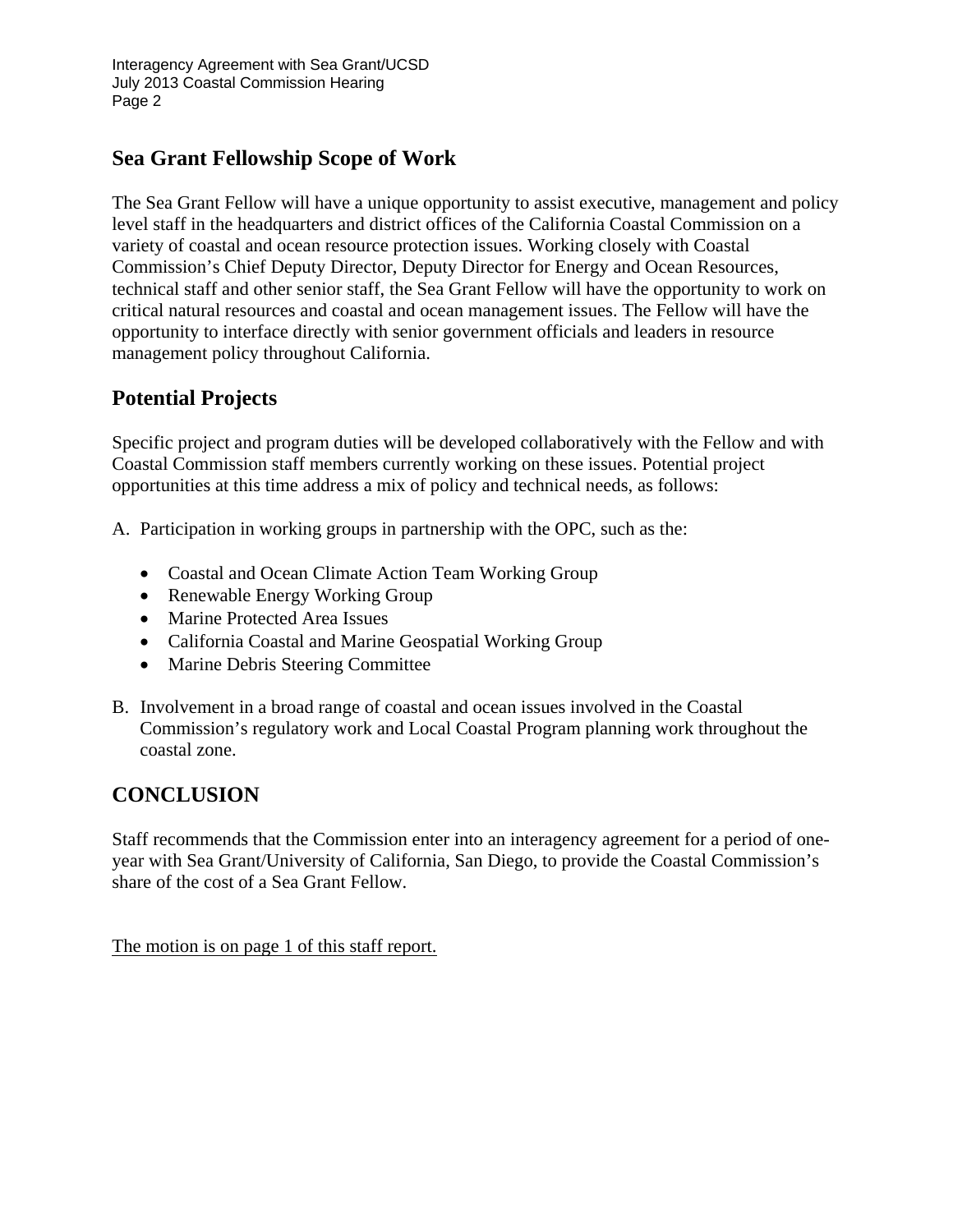## Sea Grant Fellowship Scope of Work

The Sea Grant Fellow will have a unique opportunity to assist executive, management and policy level staff in the headquarters and district offices of the California Coastal Commission on a variety of coastal and ocean resource protection issues. Working closely with Coastal Commission's Chief Deputy Director, Deputy Director for Energy and Ocean Resources, technical staff and other senior staff, the Sea Grant Fellow will have the opportunity to work on critical natural resources and coastal and ocean management issues. The Fellow will have the opportunity to interface directly with senior government officials and leaders in resource management policy throughout California.

## Potential Projects

Specific project and program duties will be developed collaboratively with the Fellow and with Coastal Commission staff members currently working on these issues. Potential project opportunities at this time address a mix of policy and technical needs, as follows:

A. Participation in working groups in partnership with the OPC, such as the:

- Coastal and Ocean Climate Action Team Working Group
- Renewable Energy Working Group
- Marine Protected Area Issues
- California Coastal and Marine Geospatial Working Group
- Marine Debris Steering Committee

B. Involvement in a broad range of coastal and ocean issues involved in the Coastal Commission's regulatory work and Local Coastal Program planning work throughout the coastal zone.

## CONCLUSION

Staff recommends that the Commission enter into an interagency agreement for a period of one-year with Sea Grant/University of California, San Diego, to provide the Coastal Commission's share of the cost of a Sea Grant Fellow.

The motion is on page 1 of this staff report.